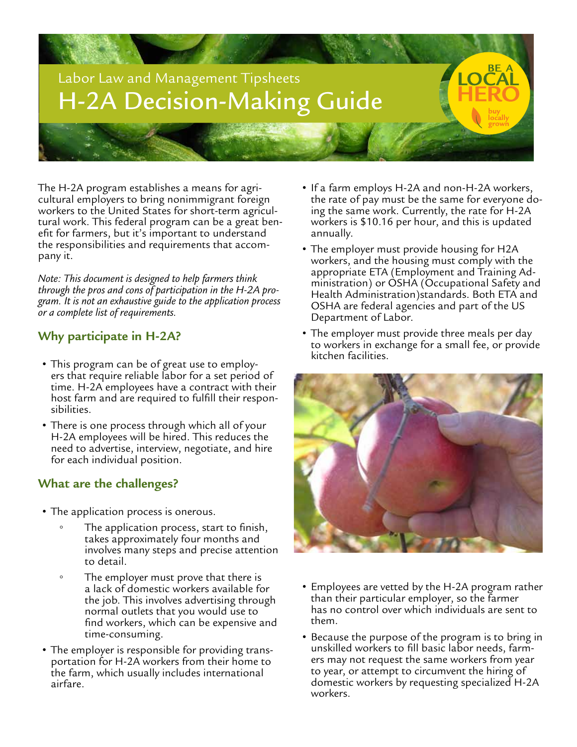Labor Law and Management Tipsheets

# H-2A Decision-Making Guide

The H-2A program establishes a means for agricultural employers to bring nonimmigrant foreign workers to the United States for short-term agricultural work. This federal program can be a great benefit for farmers, but it's important to understand the responsibilities and requirements that accompany it.

*Note: This document is designed to help farmers think through the pros and cons of participation in the H-2A program. It is not an exhaustive guide to the application process or a complete list of requirements.*

## Why participate in H-2A?

- This program can be of great use to employers that require reliable labor for a set period of time. H-2A employees have a contract with their host farm and are required to fulfill their responsibilities.
- There is one process through which all of your H-2A employees will be hired. This reduces the need to advertise, interview, negotiate, and hire for each individual position.

## What are the challenges?

- The application process is onerous.
    - The application process, start to finish, takes approximately four months and involves many steps and precise attention to detail.
    - The employer must prove that there is a lack of domestic workers available for the job. This involves advertising through normal outlets that you would use to find workers, which can be expensive and time-consuming.
- The employer is responsible for providing transportation for H-2A workers from their home to the farm, which usually includes international airfare.
- If a farm employs H-2A and non-H-2A workers, the rate of pay must be the same for everyone doing the same work. Currently, the rate for H-2A workers is $10.16 per hour, and this is updated annually.
- The employer must provide housing for H2A workers, and the housing must comply with the appropriate ETA (Employment and Training Administration) or OSHA (Occupational Safety and Health Administration)standards. Both ETA and OSHA are federal agencies and part of the US Department of Labor.
- The employer must provide three meals per day to workers in exchange for a small fee, or provide kitchen facilities.
- Employees are vetted by the H-2A program rather than their particular employer, so the farmer has no control over which individuals are sent to them.
- Because the purpose of the program is to bring in unskilled workers to fill basic labor needs, farmers may not request the same workers from year to year, or attempt to circumvent the hiring of domestic workers by requesting specialized H-2A workers.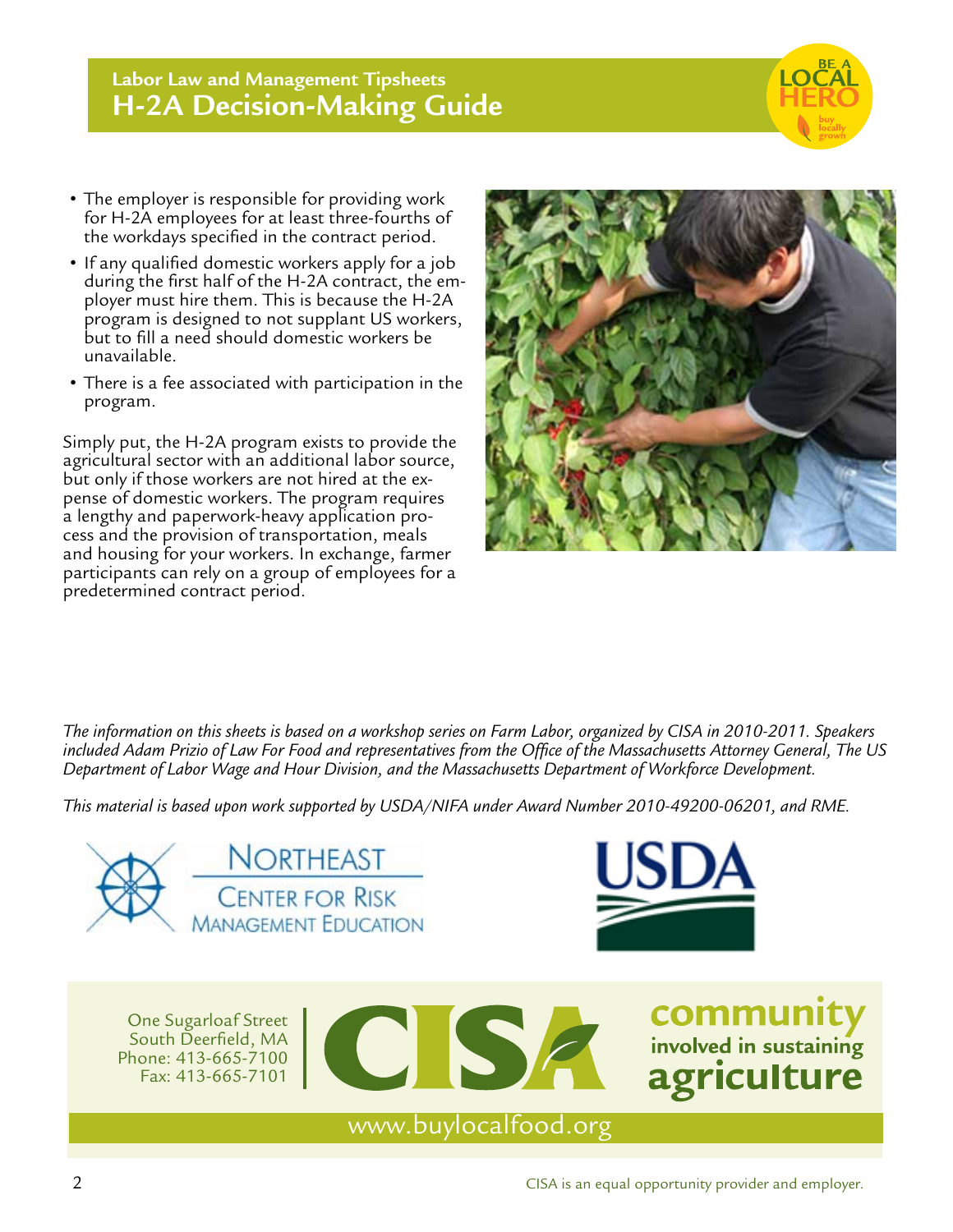## Labor Law and Management Tipsheets

# H-2A Decision-Making Guide

- The employer is responsible for providing work for H-2A employees for at least three-fourths of the workdays specified in the contract period.
- If any qualified domestic workers apply for a job during the first half of the H-2A contract, the employer must hire them. This is because the H-2A program is designed to not supplant US workers, but to fill a need should domestic workers be unavailable.
- There is a fee associated with participation in the program.

Simply put, the H-2A program exists to provide the agricultural sector with an additional labor source, but only if those workers are not hired at the expense of domestic workers. The program requires a lengthy and paperwork-heavy application process and the provision of transportation, meals and housing for your workers. In exchange, farmer participants can rely on a group of employees for a predetermined contract period.

*The information on this sheets is based on a workshop series on Farm Labor, organized by CISA in 2010-2011. Speakers included Adam Prizio of Law For Food and representatives from the Office of the Massachusetts Attorney General, The US Department of Labor Wage and Hour Division, and the Massachusetts Department of Workforce Development.*

*This material is based upon work supported by USDA/NIFA under Award Number 2010-49200-06201, and RME.*

Northeast Center for Risk Management Education

USDA

One Sugarloaf Street
South Deerfield, MA
Phone: 413-665-7100
Fax: 413-665-7101

CISA — community involved in sustaining agriculture

www.buylocalfood.org

CISA is an equal opportunity provider and employer.